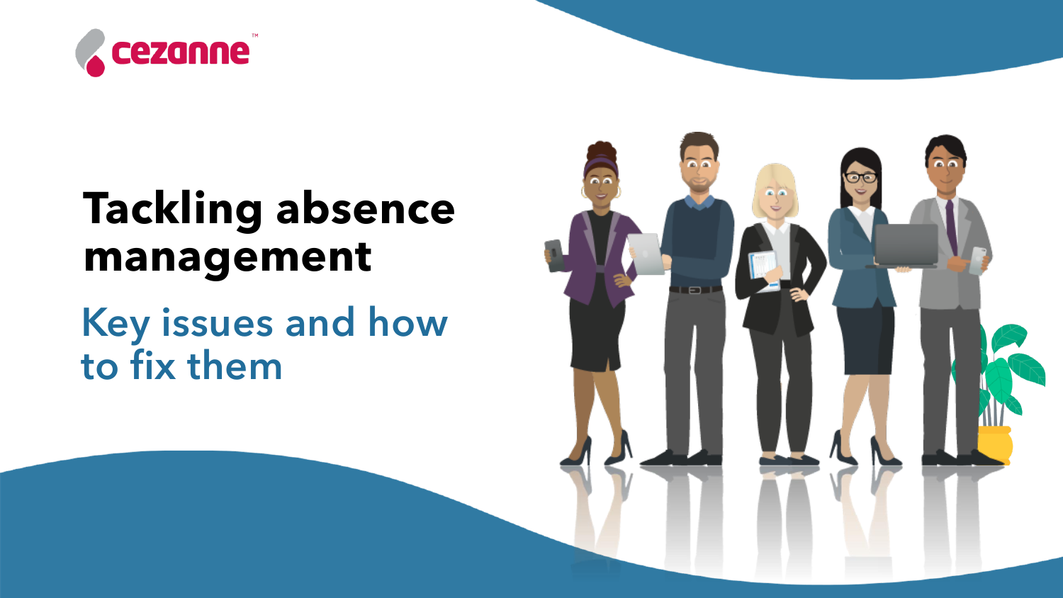cezanne™

# Tackling absence management

## Key issues and how to fix them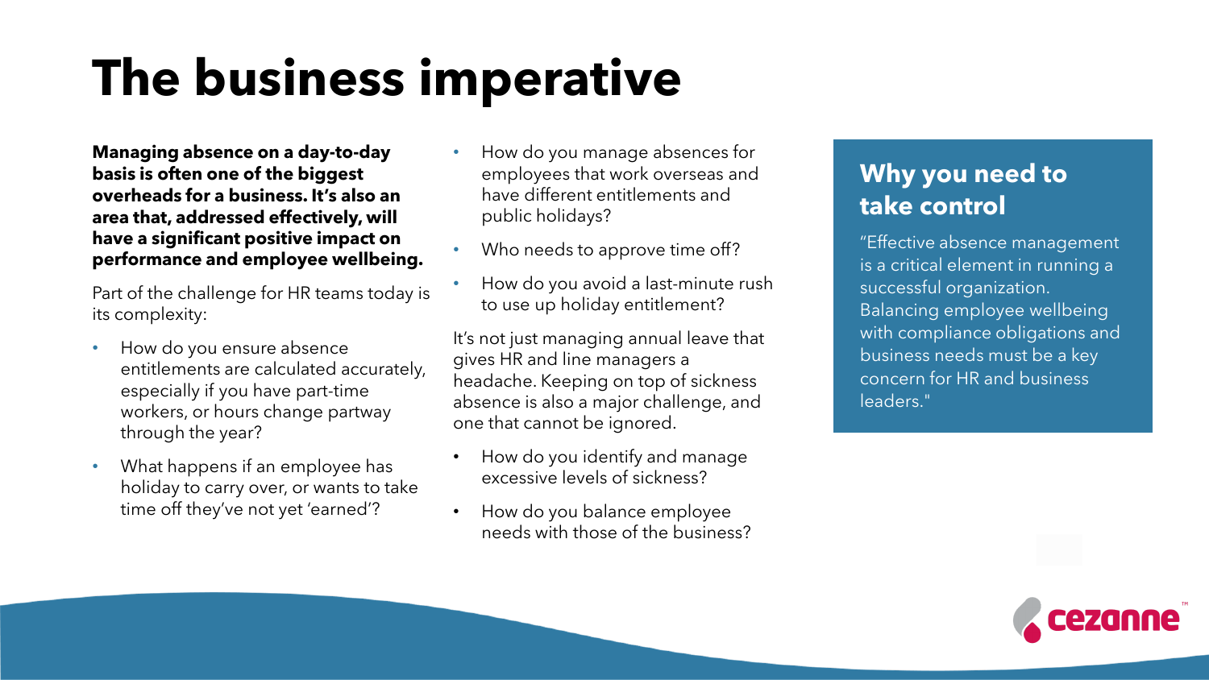# The business imperative

**Managing absence on a day-to-day basis is often one of the biggest overheads for a business. It's also an area that, addressed effectively, will have a significant positive impact on performance and employee wellbeing.**

Part of the challenge for HR teams today is its complexity:

- How do you ensure absence entitlements are calculated accurately, especially if you have part-time workers, or hours change partway through the year?
- What happens if an employee has holiday to carry over, or wants to take time off they've not yet 'earned'?
- How do you manage absences for employees that work overseas and have different entitlements and public holidays?
- Who needs to approve time off?
- How do you avoid a last-minute rush to use up holiday entitlement?

It's not just managing annual leave that gives HR and line managers a headache. Keeping on top of sickness absence is also a major challenge, and one that cannot be ignored.

- How do you identify and manage excessive levels of sickness?
- How do you balance employee needs with those of the business?

## Why you need to take control

"Effective absence management is a critical element in running a successful organization. Balancing employee wellbeing with compliance obligations and business needs must be a key concern for HR and business leaders."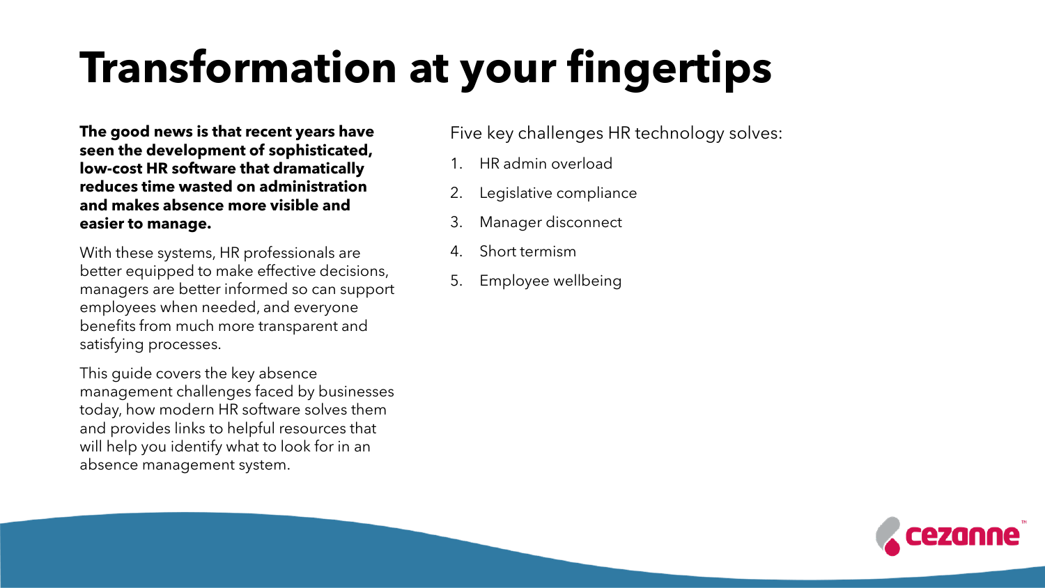# Transformation at your fingertips

**The good news is that recent years have seen the development of sophisticated, low-cost HR software that dramatically reduces time wasted on administration and makes absence more visible and easier to manage.**

With these systems, HR professionals are better equipped to make effective decisions, managers are better informed so can support employees when needed, and everyone benefits from much more transparent and satisfying processes.

This guide covers the key absence management challenges faced by businesses today, how modern HR software solves them and provides links to helpful resources that will help you identify what to look for in an absence management system.

Five key challenges HR technology solves:

1. HR admin overload
2. Legislative compliance
3. Manager disconnect
4. Short termism
5. Employee wellbeing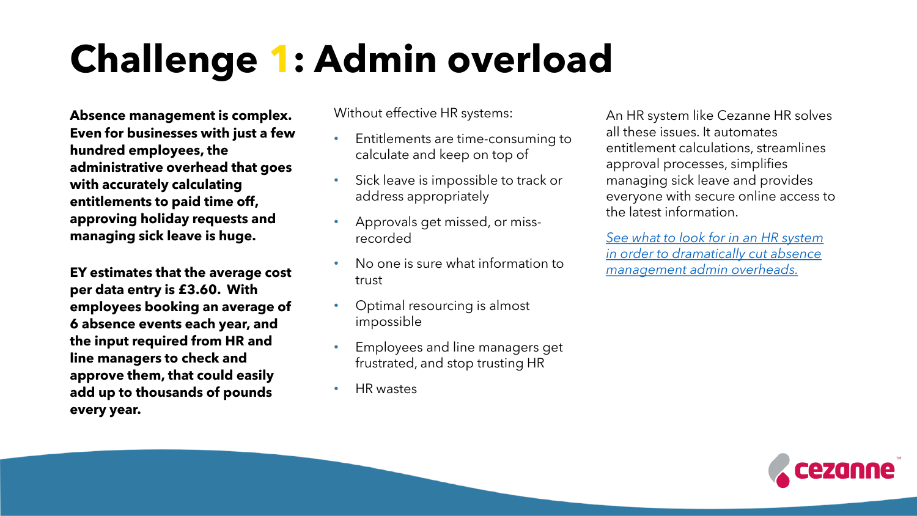# Challenge 1: Admin overload

**Absence management is complex. Even for businesses with just a few hundred employees, the administrative overhead that goes with accurately calculating entitlements to paid time off, approving holiday requests and managing sick leave is huge.**

**EY estimates that the average cost per data entry is £3.60. With employees booking an average of 6 absence events each year, and the input required from HR and line managers to check and approve them, that could easily add up to thousands of pounds every year.**

Without effective HR systems:

- Entitlements are time-consuming to calculate and keep on top of
- Sick leave is impossible to track or address appropriately
- Approvals get missed, or miss-recorded
- No one is sure what information to trust
- Optimal resourcing is almost impossible
- Employees and line managers get frustrated, and stop trusting HR
- HR wastes

An HR system like Cezanne HR solves all these issues. It automates entitlement calculations, streamlines approval processes, simplifies managing sick leave and provides everyone with secure online access to the latest information.

*See what to look for in an HR system in order to dramatically cut absence management admin overheads.*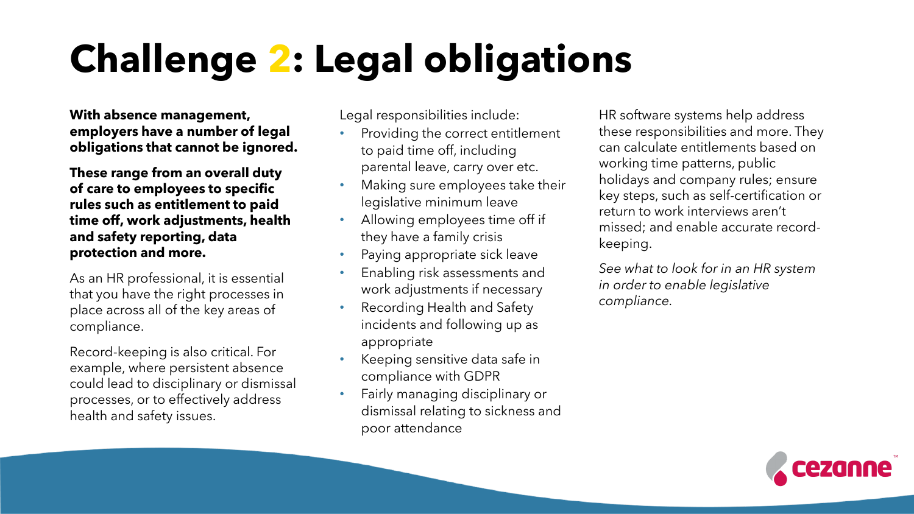# Challenge 2: Legal obligations

**With absence management, employers have a number of legal obligations that cannot be ignored.**

**These range from an overall duty of care to employees to specific rules such as entitlement to paid time off, work adjustments, health and safety reporting, data protection and more.**

As an HR professional, it is essential that you have the right processes in place across all of the key areas of compliance.

Record-keeping is also critical. For example, where persistent absence could lead to disciplinary or dismissal processes, or to effectively address health and safety issues.

Legal responsibilities include:

- Providing the correct entitlement to paid time off, including parental leave, carry over etc.
- Making sure employees take their legislative minimum leave
- Allowing employees time off if they have a family crisis
- Paying appropriate sick leave
- Enabling risk assessments and work adjustments if necessary
- Recording Health and Safety incidents and following up as appropriate
- Keeping sensitive data safe in compliance with GDPR
- Fairly managing disciplinary or dismissal relating to sickness and poor attendance

HR software systems help address these responsibilities and more. They can calculate entitlements based on working time patterns, public holidays and company rules; ensure key steps, such as self-certification or return to work interviews aren't missed; and enable accurate record-keeping.

*See what to look for in an HR system in order to enable legislative compliance.*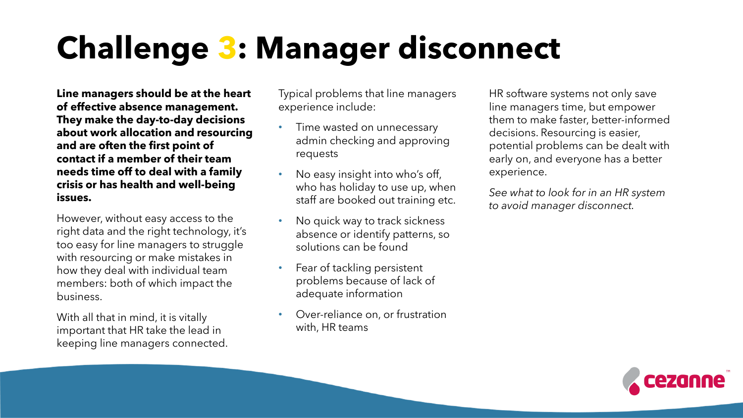# Challenge 3: Manager disconnect

**Line managers should be at the heart of effective absence management. They make the day-to-day decisions about work allocation and resourcing and are often the first point of contact if a member of their team needs time off to deal with a family crisis or has health and well-being issues.**

However, without easy access to the right data and the right technology, it's too easy for line managers to struggle with resourcing or make mistakes in how they deal with individual team members: both of which impact the business.

With all that in mind, it is vitally important that HR take the lead in keeping line managers connected.

Typical problems that line managers experience include:

- Time wasted on unnecessary admin checking and approving requests
- No easy insight into who's off, who has holiday to use up, when staff are booked out training etc.
- No quick way to track sickness absence or identify patterns, so solutions can be found
- Fear of tackling persistent problems because of lack of adequate information
- Over-reliance on, or frustration with, HR teams

HR software systems not only save line managers time, but empower them to make faster, better-informed decisions. Resourcing is easier, potential problems can be dealt with early on, and everyone has a better experience.

*See what to look for in an HR system to avoid manager disconnect.*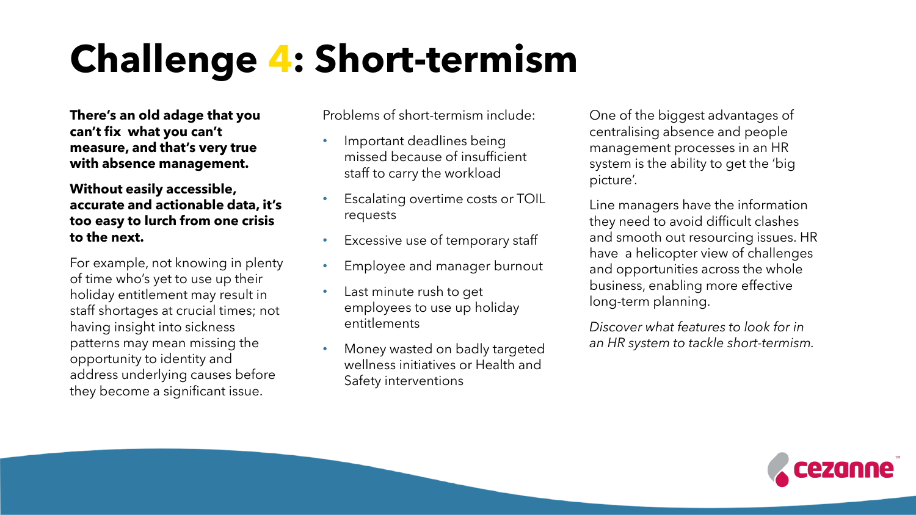# Challenge 4: Short-termism

**There's an old adage that you can't fix what you can't measure, and that's very true with absence management.**

**Without easily accessible, accurate and actionable data, it's too easy to lurch from one crisis to the next.**

For example, not knowing in plenty of time who's yet to use up their holiday entitlement may result in staff shortages at crucial times; not having insight into sickness patterns may mean missing the opportunity to identity and address underlying causes before they become a significant issue.

Problems of short-termism include:

- Important deadlines being missed because of insufficient staff to carry the workload
- Escalating overtime costs or TOIL requests
- Excessive use of temporary staff
- Employee and manager burnout
- Last minute rush to get employees to use up holiday entitlements
- Money wasted on badly targeted wellness initiatives or Health and Safety interventions

One of the biggest advantages of centralising absence and people management processes in an HR system is the ability to get the 'big picture'.

Line managers have the information they need to avoid difficult clashes and smooth out resourcing issues. HR have a helicopter view of challenges and opportunities across the whole business, enabling more effective long-term planning.

*Discover what features to look for in an HR system to tackle short-termism.*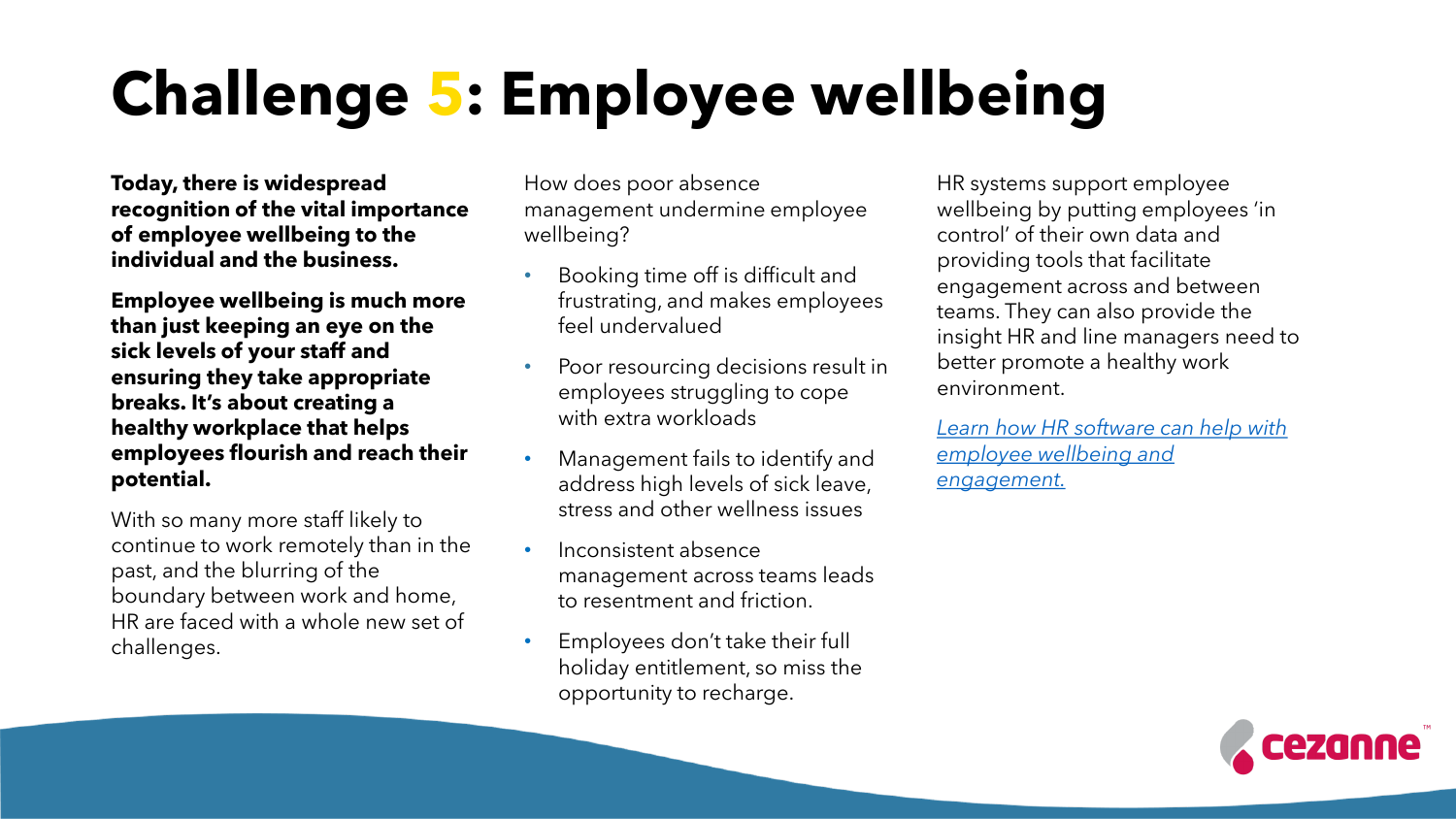# Challenge 5: Employee wellbeing

**Today, there is widespread recognition of the vital importance of employee wellbeing to the individual and the business.**

**Employee wellbeing is much more than just keeping an eye on the sick levels of your staff and ensuring they take appropriate breaks. It's about creating a healthy workplace that helps employees flourish and reach their potential.**

With so many more staff likely to continue to work remotely than in the past, and the blurring of the boundary between work and home, HR are faced with a whole new set of challenges.

How does poor absence management undermine employee wellbeing?

- Booking time off is difficult and frustrating, and makes employees feel undervalued
- Poor resourcing decisions result in employees struggling to cope with extra workloads
- Management fails to identify and address high levels of sick leave, stress and other wellness issues
- Inconsistent absence management across teams leads to resentment and friction.
- Employees don't take their full holiday entitlement, so miss the opportunity to recharge.

HR systems support employee wellbeing by putting employees 'in control' of their own data and providing tools that facilitate engagement across and between teams. They can also provide the insight HR and line managers need to better promote a healthy work environment.

*Learn how HR software can help with employee wellbeing and engagement.*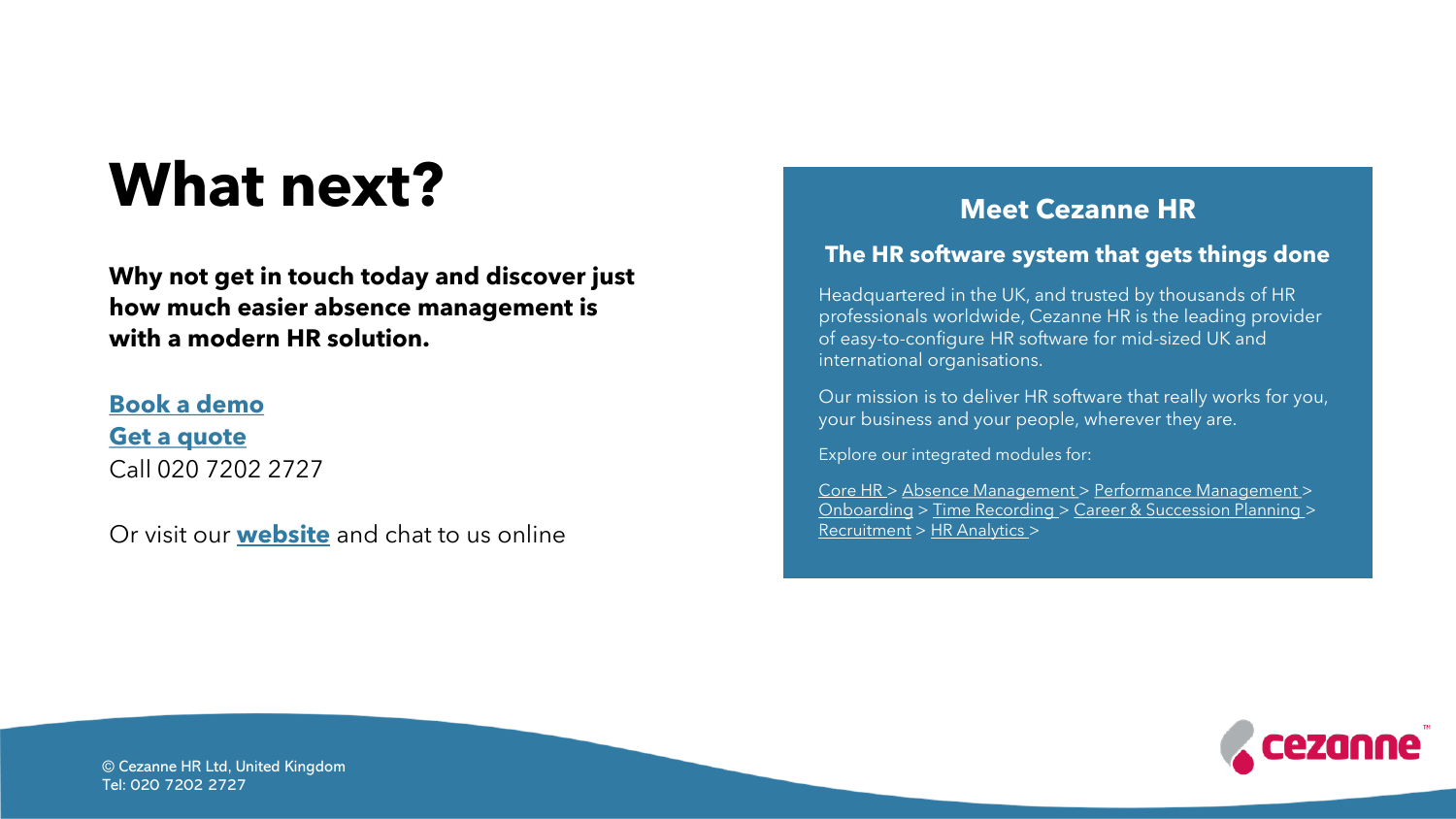# What next?

**Why not get in touch today and discover just how much easier absence management is with a modern HR solution.**

**Book a demo**
**Get a quote**
Call 020 7202 2727

Or visit our **website** and chat to us online

## Meet Cezanne HR

### The HR software system that gets things done

Headquartered in the UK, and trusted by thousands of HR professionals worldwide, Cezanne HR is the leading provider of easy-to-configure HR software for mid-sized UK and international organisations.

Our mission is to deliver HR software that really works for you, your business and your people, wherever they are.

Explore our integrated modules for:

Core HR > Absence Management > Performance Management > Onboarding > Time Recording > Career & Succession Planning > Recruitment > HR Analytics >

© Cezanne HR Ltd, United Kingdom
Tel: 020 7202 2727